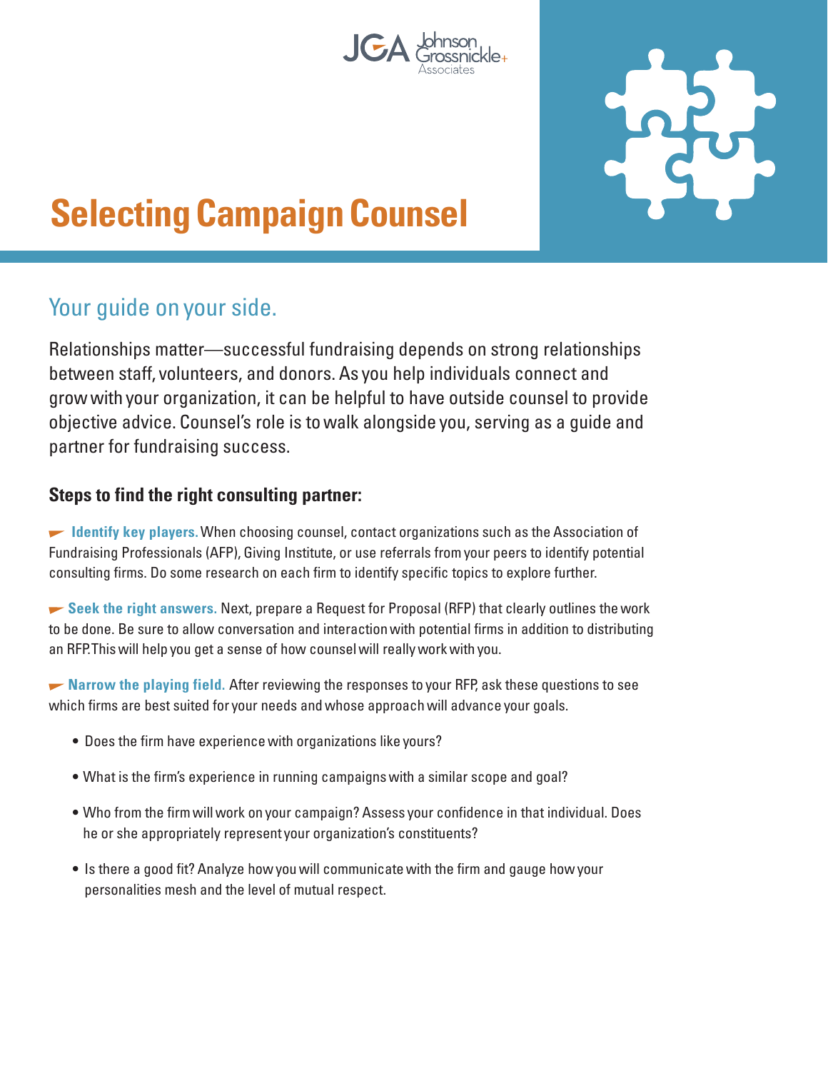# Selecting Campaign Counsel

## Your guide on your side.

Relationships matter—successful fundraising depends on strong relationships between staff, volunteers, and donors. As you help individuals connect and grow with your organization, it can be helpful to have outside counsel to provide objective advice. Counsel's role is to walk alongside you, serving as a guide and partner for fundraising success.

### Steps to find the right consulting partner:

**Identify key players.** When choosing counsel, contact organizations such as the Association of Fundraising Professionals (AFP), Giving Institute, or use referrals from your peers to identify potential consulting firms. Do some research on each firm to identify specific topics to explore further.

**Seek the right answers.** Next, prepare a Request for Proposal (RFP) that clearly outlines the work to be done. Be sure to allow conversation and interaction with potential firms in addition to distributing an RFP. This will help you get a sense of how counsel will really work with you.

**Narrow the playing field.** After reviewing the responses to your RFP, ask these questions to see which firms are best suited for your needs and whose approach will advance your goals.

- Does the firm have experience with organizations like yours?
- What is the firm's experience in running campaigns with a similar scope and goal?
- Who from the firm will work on your campaign? Assess your confidence in that individual. Does he or she appropriately represent your organization's constituents?
- Is there a good fit? Analyze how you will communicate with the firm and gauge how your personalities mesh and the level of mutual respect.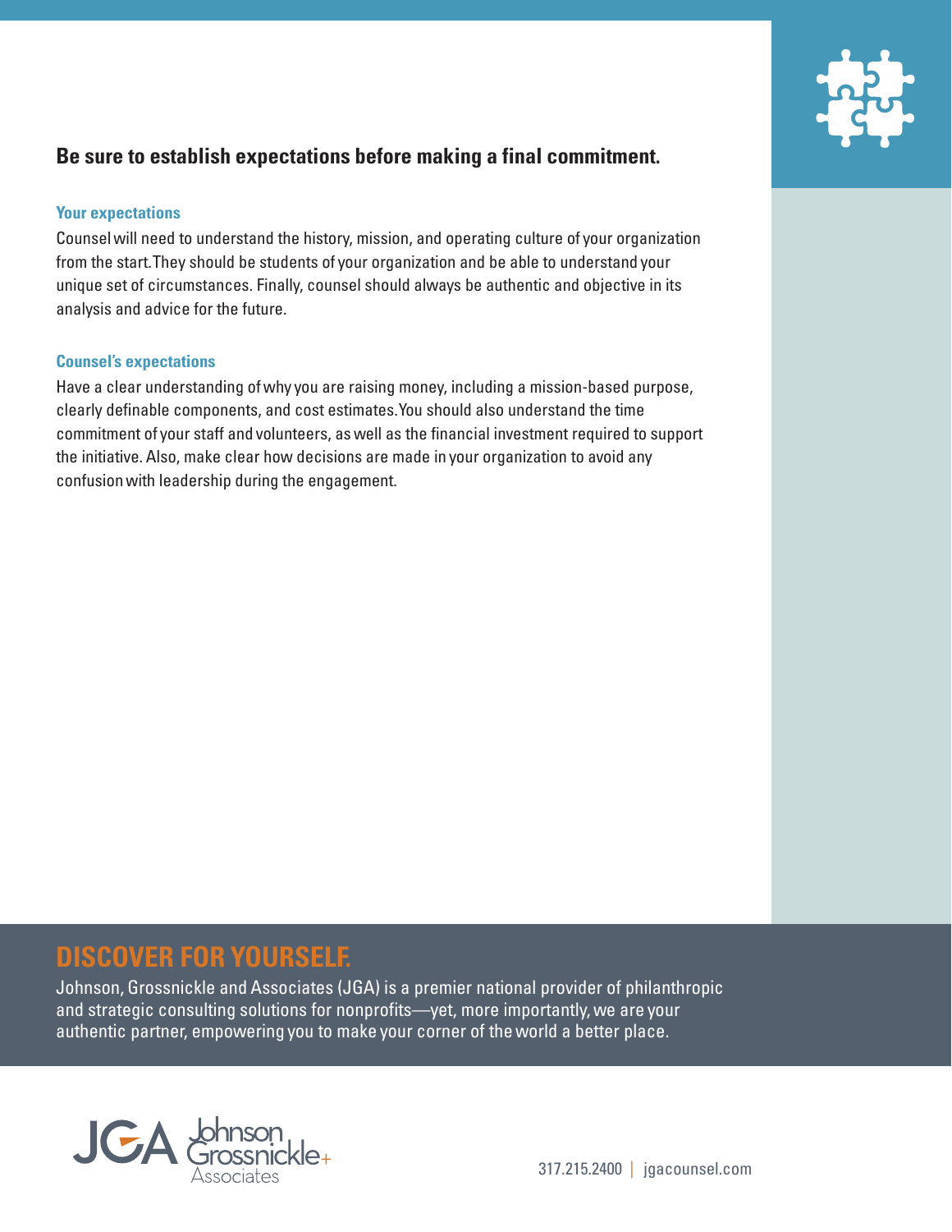**Be sure to establish expectations before making a final commitment.**

### Your expectations

Counsel will need to understand the history, mission, and operating culture of your organization from the start. They should be students of your organization and be able to understand your unique set of circumstances. Finally, counsel should always be authentic and objective in its analysis and advice for the future.

### Counsel's expectations

Have a clear understanding of why you are raising money, including a mission-based purpose, clearly definable components, and cost estimates. You should also understand the time commitment of your staff and volunteers, as well as the financial investment required to support the initiative. Also, make clear how decisions are made in your organization to avoid any confusion with leadership during the engagement.

## DISCOVER FOR YOURSELF.

Johnson, Grossnickle and Associates (JGA) is a premier national provider of philanthropic and strategic consulting solutions for nonprofits—yet, more importantly, we are your authentic partner, empowering you to make your corner of the world a better place.

JGA Johnson Grossnickle+ Associates

317.215.2400 | jgacounsel.com